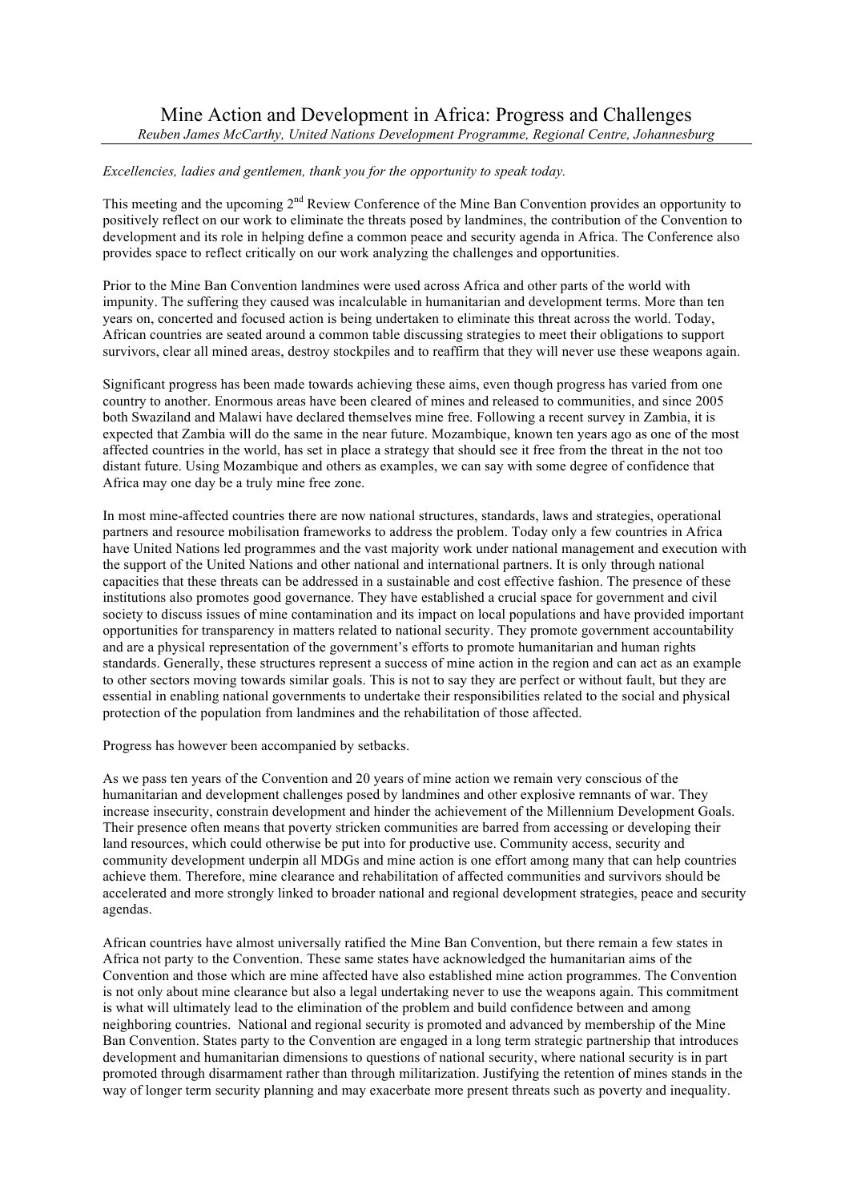# Mine Action and Development in Africa: Progress and Challenges

*Reuben James McCarthy, United Nations Development Programme, Regional Centre, Johannesburg*

*Excellencies, ladies and gentlemen, thank you for the opportunity to speak today.*

This meeting and the upcoming 2nd Review Conference of the Mine Ban Convention provides an opportunity to positively reflect on our work to eliminate the threats posed by landmines, the contribution of the Convention to development and its role in helping define a common peace and security agenda in Africa. The Conference also provides space to reflect critically on our work analyzing the challenges and opportunities.

Prior to the Mine Ban Convention landmines were used across Africa and other parts of the world with impunity. The suffering they caused was incalculable in humanitarian and development terms. More than ten years on, concerted and focused action is being undertaken to eliminate this threat across the world. Today, African countries are seated around a common table discussing strategies to meet their obligations to support survivors, clear all mined areas, destroy stockpiles and to reaffirm that they will never use these weapons again.

Significant progress has been made towards achieving these aims, even though progress has varied from one country to another. Enormous areas have been cleared of mines and released to communities, and since 2005 both Swaziland and Malawi have declared themselves mine free. Following a recent survey in Zambia, it is expected that Zambia will do the same in the near future. Mozambique, known ten years ago as one of the most affected countries in the world, has set in place a strategy that should see it free from the threat in the not too distant future. Using Mozambique and others as examples, we can say with some degree of confidence that Africa may one day be a truly mine free zone.

In most mine-affected countries there are now national structures, standards, laws and strategies, operational partners and resource mobilisation frameworks to address the problem. Today only a few countries in Africa have United Nations led programmes and the vast majority work under national management and execution with the support of the United Nations and other national and international partners. It is only through national capacities that these threats can be addressed in a sustainable and cost effective fashion. The presence of these institutions also promotes good governance. They have established a crucial space for government and civil society to discuss issues of mine contamination and its impact on local populations and have provided important opportunities for transparency in matters related to national security. They promote government accountability and are a physical representation of the government's efforts to promote humanitarian and human rights standards. Generally, these structures represent a success of mine action in the region and can act as an example to other sectors moving towards similar goals. This is not to say they are perfect or without fault, but they are essential in enabling national governments to undertake their responsibilities related to the social and physical protection of the population from landmines and the rehabilitation of those affected.

Progress has however been accompanied by setbacks.

As we pass ten years of the Convention and 20 years of mine action we remain very conscious of the humanitarian and development challenges posed by landmines and other explosive remnants of war. They increase insecurity, constrain development and hinder the achievement of the Millennium Development Goals. Their presence often means that poverty stricken communities are barred from accessing or developing their land resources, which could otherwise be put into for productive use. Community access, security and community development underpin all MDGs and mine action is one effort among many that can help countries achieve them. Therefore, mine clearance and rehabilitation of affected communities and survivors should be accelerated and more strongly linked to broader national and regional development strategies, peace and security agendas.

African countries have almost universally ratified the Mine Ban Convention, but there remain a few states in Africa not party to the Convention. These same states have acknowledged the humanitarian aims of the Convention and those which are mine affected have also established mine action programmes. The Convention is not only about mine clearance but also a legal undertaking never to use the weapons again. This commitment is what will ultimately lead to the elimination of the problem and build confidence between and among neighboring countries. National and regional security is promoted and advanced by membership of the Mine Ban Convention. States party to the Convention are engaged in a long term strategic partnership that introduces development and humanitarian dimensions to questions of national security, where national security is in part promoted through disarmament rather than through militarization. Justifying the retention of mines stands in the way of longer term security planning and may exacerbate more present threats such as poverty and inequality.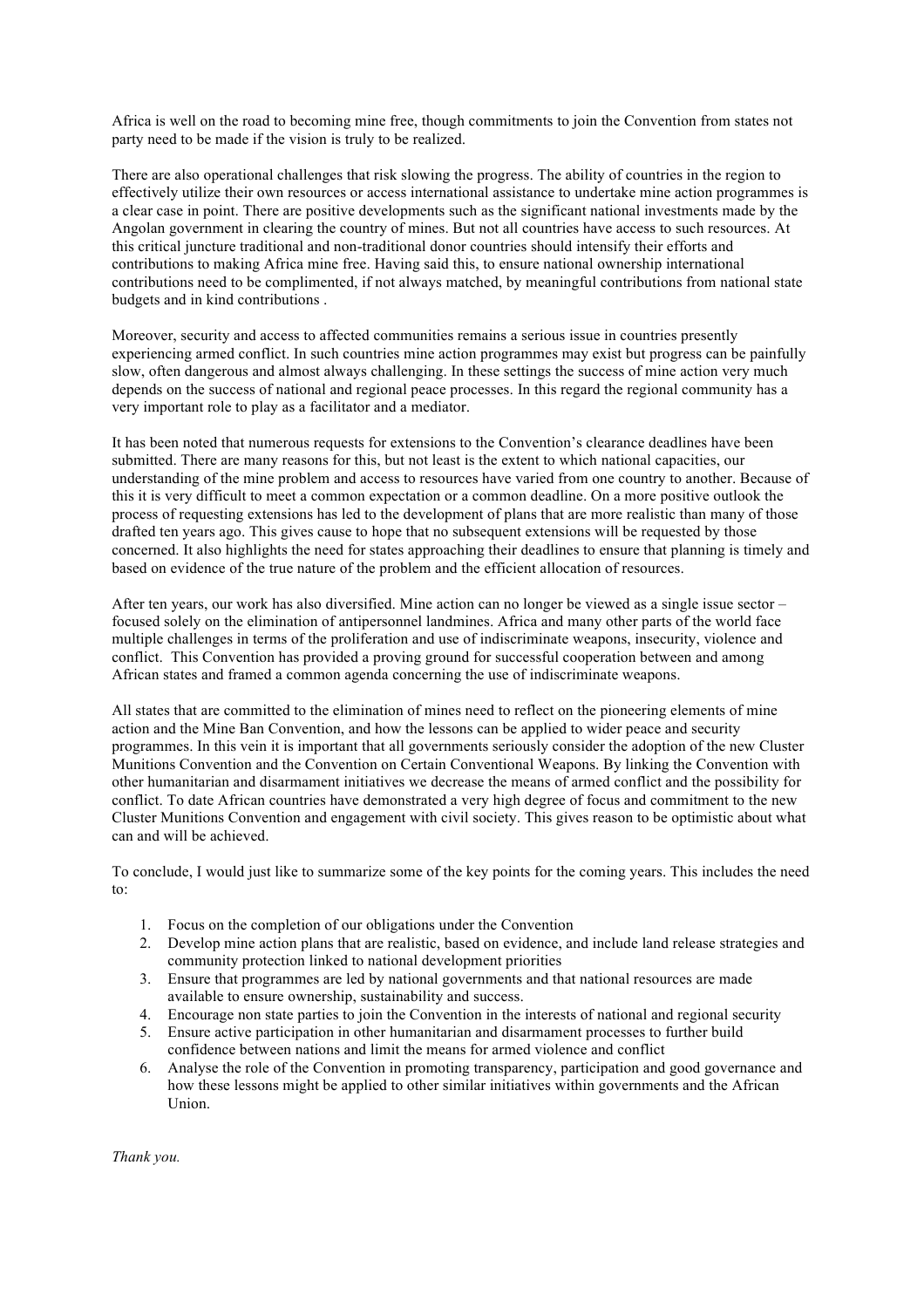Africa is well on the road to becoming mine free, though commitments to join the Convention from states not party need to be made if the vision is truly to be realized.

There are also operational challenges that risk slowing the progress. The ability of countries in the region to effectively utilize their own resources or access international assistance to undertake mine action programmes is a clear case in point. There are positive developments such as the significant national investments made by the Angolan government in clearing the country of mines. But not all countries have access to such resources. At this critical juncture traditional and non-traditional donor countries should intensify their efforts and contributions to making Africa mine free. Having said this, to ensure national ownership international contributions need to be complimented, if not always matched, by meaningful contributions from national state budgets and in kind contributions .

Moreover, security and access to affected communities remains a serious issue in countries presently experiencing armed conflict. In such countries mine action programmes may exist but progress can be painfully slow, often dangerous and almost always challenging. In these settings the success of mine action very much depends on the success of national and regional peace processes. In this regard the regional community has a very important role to play as a facilitator and a mediator.

It has been noted that numerous requests for extensions to the Convention's clearance deadlines have been submitted. There are many reasons for this, but not least is the extent to which national capacities, our understanding of the mine problem and access to resources have varied from one country to another. Because of this it is very difficult to meet a common expectation or a common deadline. On a more positive outlook the process of requesting extensions has led to the development of plans that are more realistic than many of those drafted ten years ago. This gives cause to hope that no subsequent extensions will be requested by those concerned. It also highlights the need for states approaching their deadlines to ensure that planning is timely and based on evidence of the true nature of the problem and the efficient allocation of resources.

After ten years, our work has also diversified. Mine action can no longer be viewed as a single issue sector – focused solely on the elimination of antipersonnel landmines. Africa and many other parts of the world face multiple challenges in terms of the proliferation and use of indiscriminate weapons, insecurity, violence and conflict. This Convention has provided a proving ground for successful cooperation between and among African states and framed a common agenda concerning the use of indiscriminate weapons.

All states that are committed to the elimination of mines need to reflect on the pioneering elements of mine action and the Mine Ban Convention, and how the lessons can be applied to wider peace and security programmes. In this vein it is important that all governments seriously consider the adoption of the new Cluster Munitions Convention and the Convention on Certain Conventional Weapons. By linking the Convention with other humanitarian and disarmament initiatives we decrease the means of armed conflict and the possibility for conflict. To date African countries have demonstrated a very high degree of focus and commitment to the new Cluster Munitions Convention and engagement with civil society. This gives reason to be optimistic about what can and will be achieved.

To conclude, I would just like to summarize some of the key points for the coming years. This includes the need to:

1. Focus on the completion of our obligations under the Convention
2. Develop mine action plans that are realistic, based on evidence, and include land release strategies and community protection linked to national development priorities
3. Ensure that programmes are led by national governments and that national resources are made available to ensure ownership, sustainability and success.
4. Encourage non state parties to join the Convention in the interests of national and regional security
5. Ensure active participation in other humanitarian and disarmament processes to further build confidence between nations and limit the means for armed violence and conflict
6. Analyse the role of the Convention in promoting transparency, participation and good governance and how these lessons might be applied to other similar initiatives within governments and the African Union.

*Thank you.*